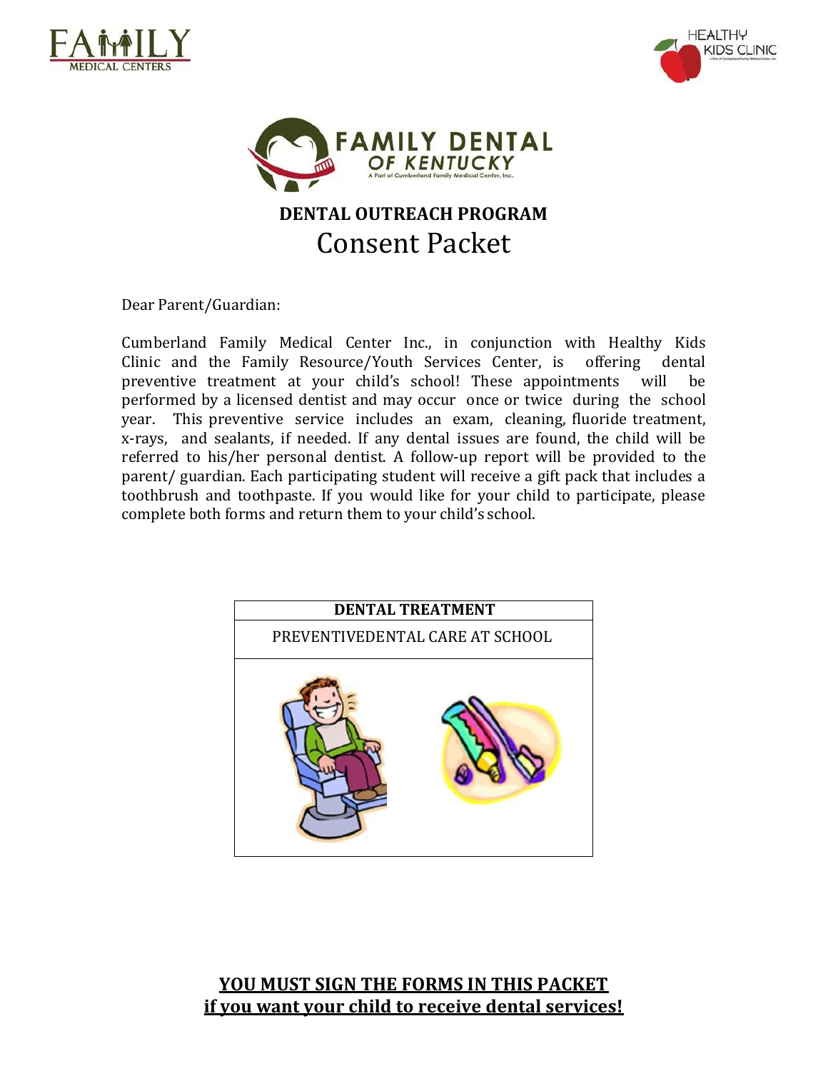# DENTAL OUTREACH PROGRAM

## Consent Packet

Dear Parent/Guardian:

Cumberland Family Medical Center Inc., in conjunction with Healthy Kids Clinic and the Family Resource/Youth Services Center, is offering dental preventive treatment at your child's school! These appointments will be performed by a licensed dentist and may occur once or twice during the school year. This preventive service includes an exam, cleaning, fluoride treatment, x-rays, and sealants, if needed. If any dental issues are found, the child will be referred to his/her personal dentist. A follow-up report will be provided to the parent/ guardian. Each participating student will receive a gift pack that includes a toothbrush and toothpaste. If you would like for your child to participate, please complete both forms and return them to your child's school.

| DENTAL TREATMENT |
| --- |
| PREVENTIVEDENTAL CARE AT SCHOOL |

**<u>YOU MUST SIGN THE FORMS IN THIS PACKET</u>**
**<u>if you want your child to receive dental services!</u>**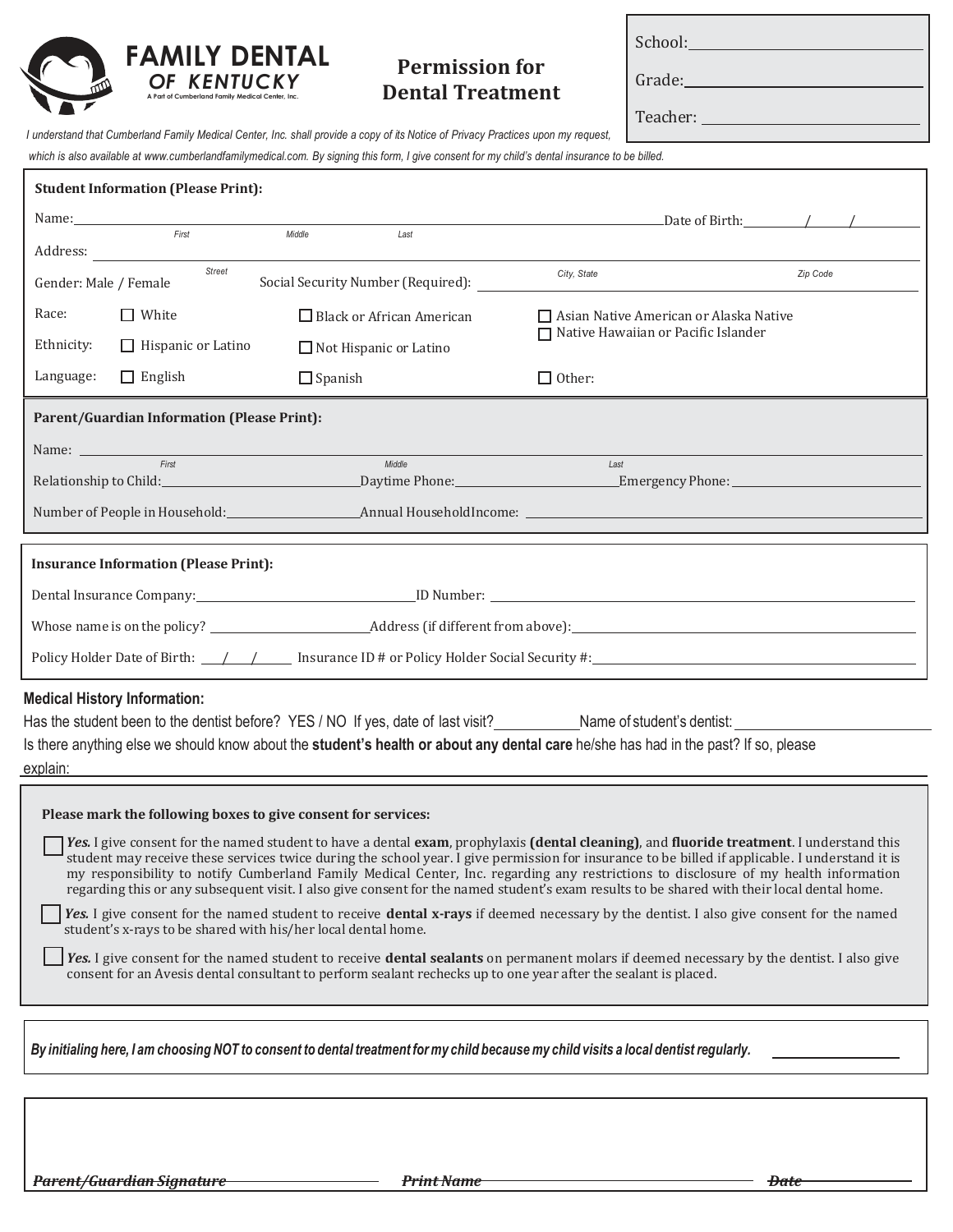**FAMILY DENTAL**
*OF KENTUCKY*
A Part of Cumberland Family Medical Center, Inc.

# Permission for Dental Treatment

School: ______________________

Grade: ______________________

Teacher: ______________________

*I understand that Cumberland Family Medical Center, Inc. shall provide a copy of its Notice of Privacy Practices upon my request, which is also available at www.cumberlandfamilymedical.com. By signing this form, I give consent for my child's dental insurance to be billed.*

**Student Information (Please Print):**

Name: ______________________ (First / Middle / Last) Date of Birth: ____/____/____

Address: ______________________ (Street / City, State / Zip Code)

Gender: Male / Female Social Security Number (Required): ______________________

Race: ☐ White ☐ Black or African American ☐ Asian Native American or Alaska Native ☐ Native Hawaiian or Pacific Islander

Ethnicity: ☐ Hispanic or Latino ☐ Not Hispanic or Latino

Language: ☐ English ☐ Spanish ☐ Other:

**Parent/Guardian Information (Please Print):**

Name: ______________________ (First / Middle / Last)

Relationship to Child: ______________ Daytime Phone: ______________ Emergency Phone: ______________

Number of People in Household: ______________ Annual HouseholdIncome: ______________

**Insurance Information (Please Print):**

Dental Insurance Company: ______________ ID Number: ______________

Whose name is on the policy? ______________ Address (if different from above): ______________

Policy Holder Date of Birth: ____/____/____ Insurance ID # or Policy Holder Social Security #: ______________

**Medical History Information:**

Has the student been to the dentist before? YES / NO If yes, date of last visit? __________ Name of student's dentist: ______________

Is there anything else we should know about the **student's health or about any dental care** he/she has had in the past? If so, please explain: ______________

**Please mark the following boxes to give consent for services:**

☐ ***Yes.*** I give consent for the named student to have a dental **exam**, prophylaxis **(dental cleaning)**, and **fluoride treatment**. I understand this student may receive these services twice during the school year. I give permission for insurance to be billed if applicable. I understand it is my responsibility to notify Cumberland Family Medical Center, Inc. regarding any restrictions to disclosure of my health information regarding this or any subsequent visit. I also give consent for the named student's exam results to be shared with their local dental home.

☐ ***Yes.*** I give consent for the named student to receive **dental x-rays** if deemed necessary by the dentist. I also give consent for the named student's x-rays to be shared with his/her local dental home.

☐ ***Yes.*** I give consent for the named student to receive **dental sealants** on permanent molars if deemed necessary by the dentist. I also give consent for an Avesis dental consultant to perform sealant rechecks up to one year after the sealant is placed.

***By initialing here, I am choosing NOT to consent to dental treatment for my child because my child visits a local dentist regularly.*** ______________

***Parent/Guardian Signature*** ______________ ***Print Name*** ______________ ***Date*** ______________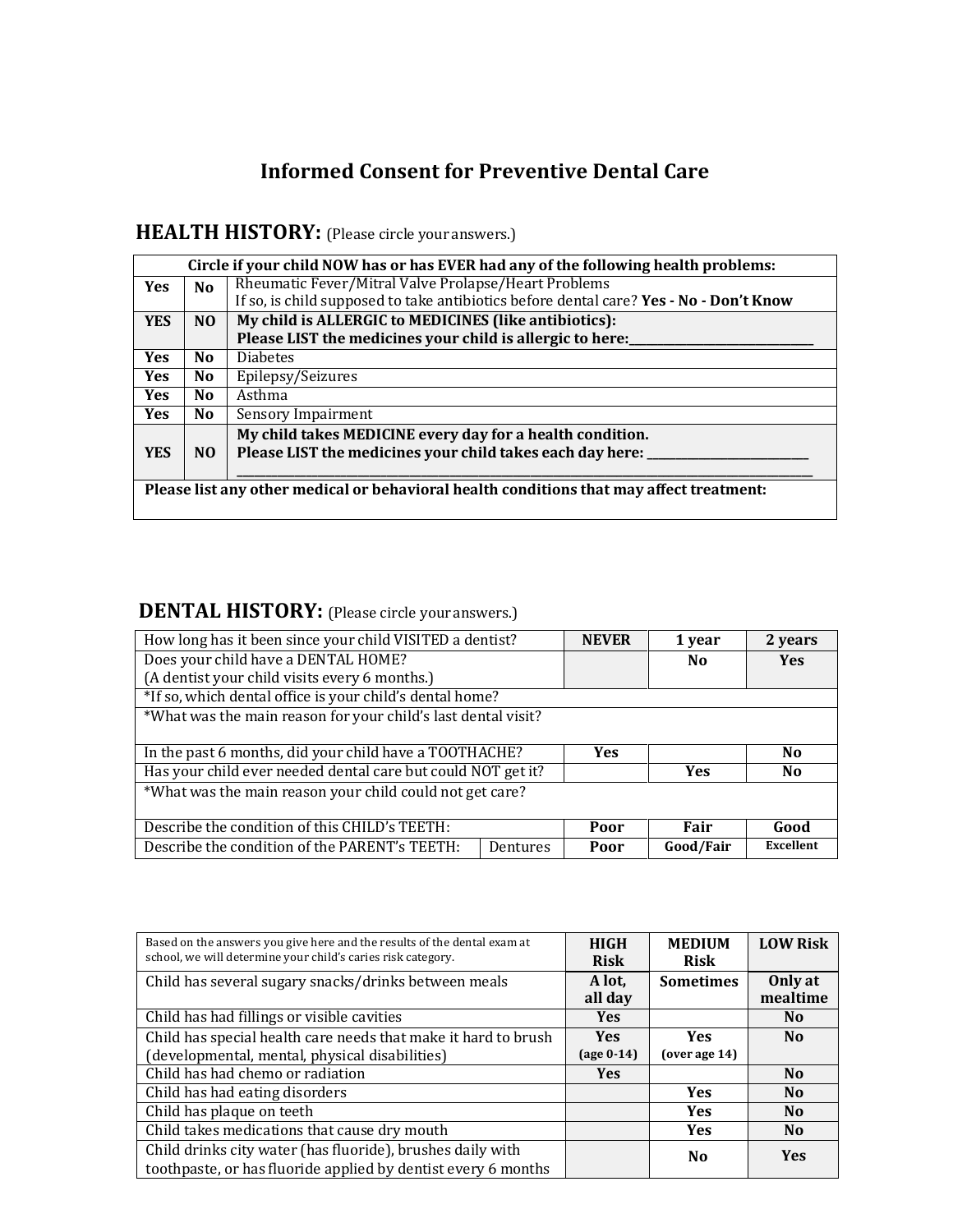# Informed Consent for Preventive Dental Care

## HEALTH HISTORY: (Please circle your answers.)

| Circle if your child NOW has or has EVER had any of the following health problems: | | |
|---|---|---|
| Yes | No | Rheumatic Fever/Mitral Valve Prolapse/Heart Problems<br>If so, is child supposed to take antibiotics before dental care? **Yes - No - Don't Know** |
| **YES** | **NO** | **My child is ALLERGIC to MEDICINES (like antibiotics):**<br>**Please LIST the medicines your child is allergic to here:\_\_\_\_\_\_\_\_\_\_\_\_\_\_\_\_\_\_\_\_\_\_\_\_\_\_\_\_\_\_\_** |
| Yes | No | Diabetes |
| Yes | No | Epilepsy/Seizures |
| Yes | No | Asthma |
| Yes | No | Sensory Impairment |
| **YES** | **NO** | **My child takes MEDICINE every day for a health condition.**<br>**Please LIST the medicines your child takes each day here: \_\_\_\_\_\_\_\_\_\_\_\_\_\_\_\_\_\_\_\_\_\_\_\_\_\_\_** |
| **Please list any other medical or behavioral health conditions that may affect treatment:** | | |

## DENTAL HISTORY: (Please circle your answers.)

| | | | | |
|---|---|---|---|---|
| How long has it been since your child VISITED a dentist? | | **NEVER** | **1 year** | **2 years** |
| Does your child have a DENTAL HOME?<br>(A dentist your child visits every 6 months.) | | | **No** | **Yes** |
| *If so, which dental office is your child's dental home? | | | | |
| *What was the main reason for your child's last dental visit? | | | | |
| In the past 6 months, did your child have a TOOTHACHE? | | **Yes** | | **No** |
| Has your child ever needed dental care but could NOT get it? | | | **Yes** | **No** |
| *What was the main reason your child could not get care? | | | | |
| Describe the condition of this CHILD's TEETH: | | **Poor** | **Fair** | **Good** |
| Describe the condition of the PARENT's TEETH: | Dentures | **Poor** | **Good/Fair** | **Excellent** |

| Based on the answers you give here and the results of the dental exam at school, we will determine your child's caries risk category. | **HIGH Risk** | **MEDIUM Risk** | **LOW Risk** |
|---|---|---|---|
| Child has several sugary snacks/drinks between meals | **A lot, all day** | **Sometimes** | **Only at mealtime** |
| Child has had fillings or visible cavities | **Yes** | | **No** |
| Child has special health care needs that make it hard to brush (developmental, mental, physical disabilities) | **Yes (age 0-14)** | **Yes (over age 14)** | **No** |
| Child has had chemo or radiation | **Yes** | | **No** |
| Child has had eating disorders | | **Yes** | **No** |
| Child has plaque on teeth | | **Yes** | **No** |
| Child takes medications that cause dry mouth | | **Yes** | **No** |
| Child drinks city water (has fluoride), brushes daily with toothpaste, or has fluoride applied by dentist every 6 months | | **No** | **Yes** |